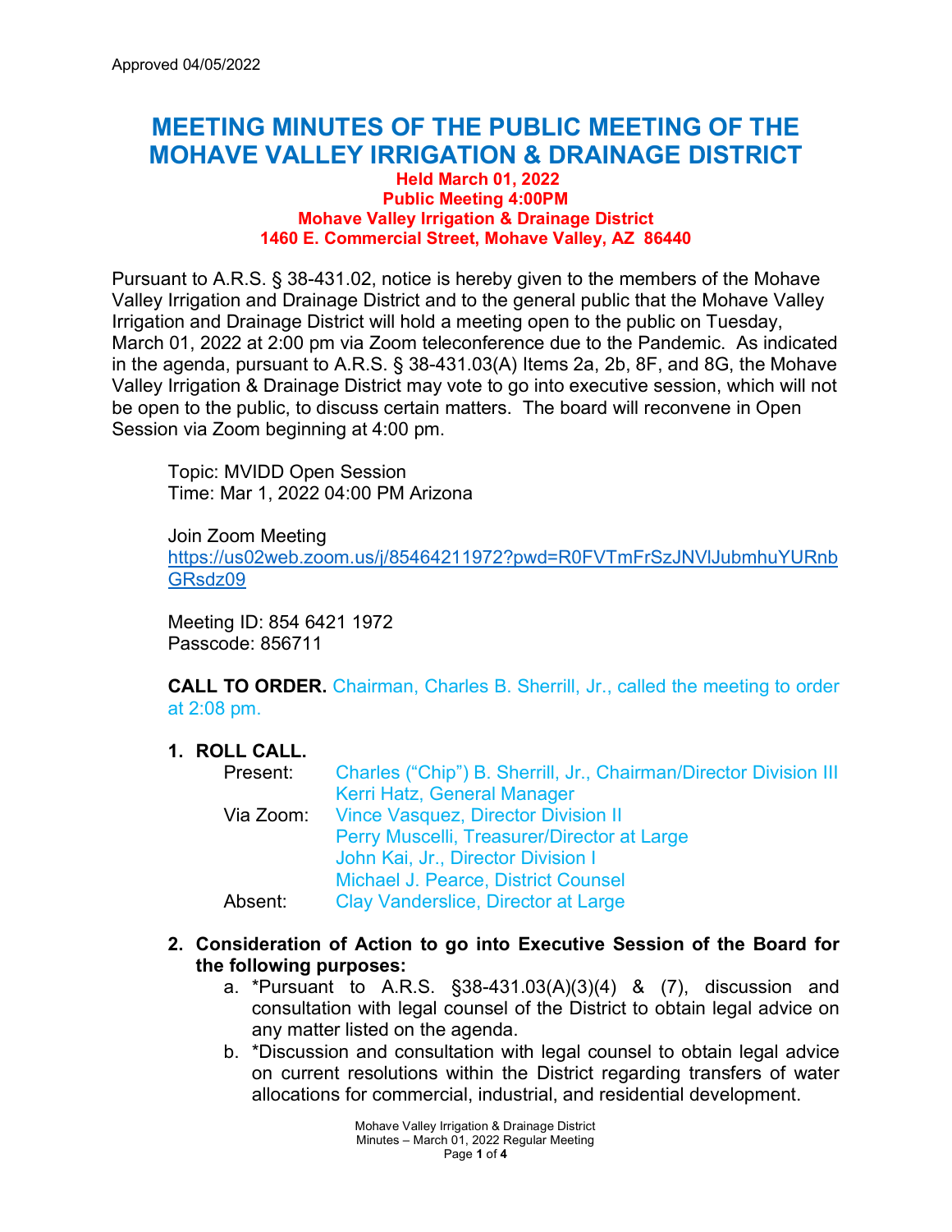Approved 04/05/2022

# MEETING MINUTES OF THE PUBLIC MEETING OF THE MOHAVE VALLEY IRRIGATION & DRAINAGE DISTRICT

**Held March 01, 2022**
**Public Meeting 4:00PM**
**Mohave Valley Irrigation & Drainage District**
**1460 E. Commercial Street, Mohave Valley, AZ 86440**

Pursuant to A.R.S. § 38-431.02, notice is hereby given to the members of the Mohave Valley Irrigation and Drainage District and to the general public that the Mohave Valley Irrigation and Drainage District will hold a meeting open to the public on Tuesday, March 01, 2022 at 2:00 pm via Zoom teleconference due to the Pandemic. As indicated in the agenda, pursuant to A.R.S. § 38-431.03(A) Items 2a, 2b, 8F, and 8G, the Mohave Valley Irrigation & Drainage District may vote to go into executive session, which will not be open to the public, to discuss certain matters. The board will reconvene in Open Session via Zoom beginning at 4:00 pm.

Topic: MVIDD Open Session
Time: Mar 1, 2022 04:00 PM Arizona

Join Zoom Meeting
https://us02web.zoom.us/j/85464211972?pwd=R0FVTmFrSzJNVlJubmhuYURnbGRsdz09

Meeting ID: 854 6421 1972
Passcode: 856711

**CALL TO ORDER.** Chairman, Charles B. Sherrill, Jr., called the meeting to order at 2:08 pm.

1. **ROLL CALL.**

   Present: Charles ("Chip") B. Sherrill, Jr., Chairman/Director Division III
   Kerri Hatz, General Manager
   Via Zoom: Vince Vasquez, Director Division II
   Perry Muscelli, Treasurer/Director at Large
   John Kai, Jr., Director Division I
   Michael J. Pearce, District Counsel
   Absent: Clay Vanderslice, Director at Large

2. **Consideration of Action to go into Executive Session of the Board for the following purposes:**
   a. *Pursuant to A.R.S. §38-431.03(A)(3)(4) & (7), discussion and consultation with legal counsel of the District to obtain legal advice on any matter listed on the agenda.
   b. *Discussion and consultation with legal counsel to obtain legal advice on current resolutions within the District regarding transfers of water allocations for commercial, industrial, and residential development.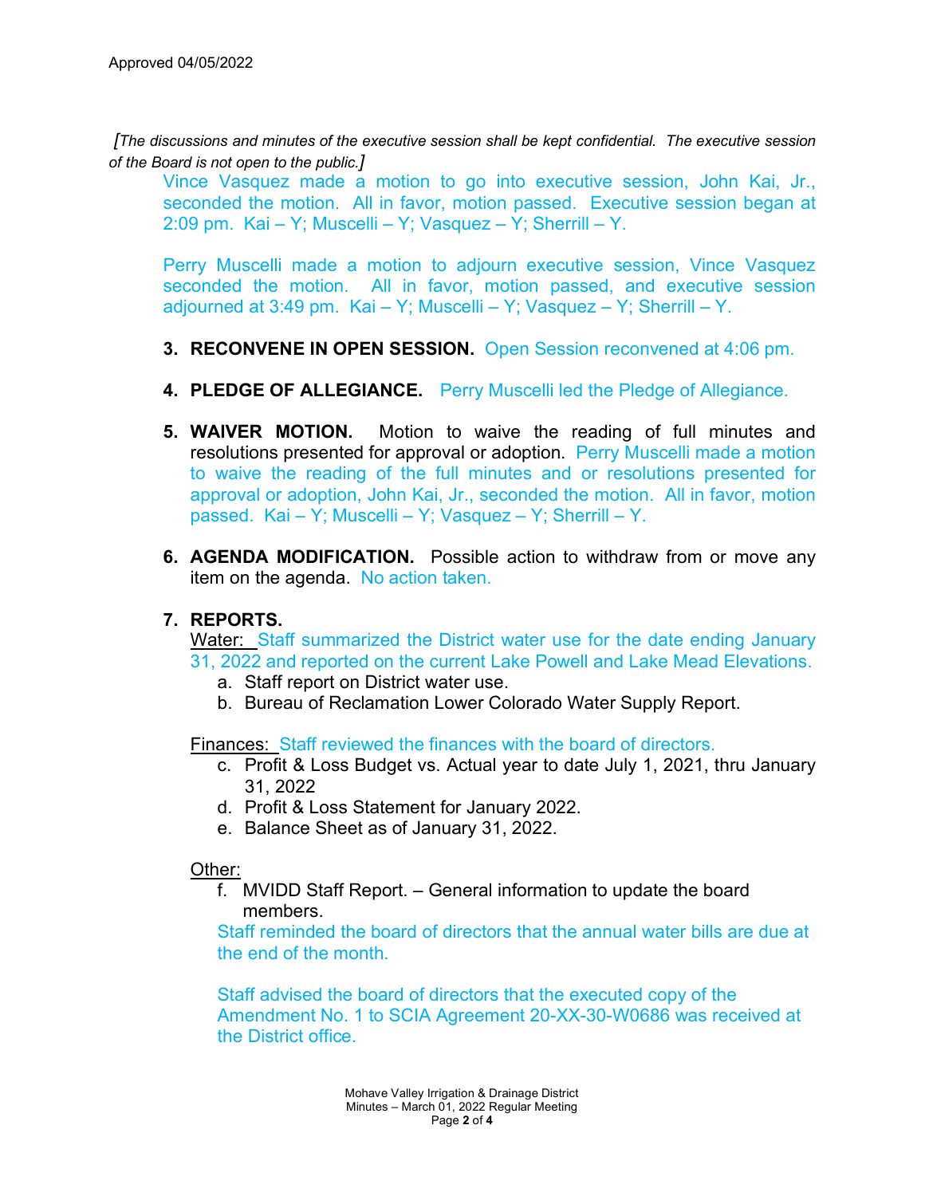Approved 04/05/2022

*[The discussions and minutes of the executive session shall be kept confidential. The executive session of the Board is not open to the public.]*

Vince Vasquez made a motion to go into executive session, John Kai, Jr., seconded the motion. All in favor, motion passed. Executive session began at 2:09 pm. Kai – Y; Muscelli – Y; Vasquez – Y; Sherrill – Y.

Perry Muscelli made a motion to adjourn executive session, Vince Vasquez seconded the motion. All in favor, motion passed, and executive session adjourned at 3:49 pm. Kai – Y; Muscelli – Y; Vasquez – Y; Sherrill – Y.

3. **RECONVENE IN OPEN SESSION.** Open Session reconvened at 4:06 pm.

4. **PLEDGE OF ALLEGIANCE.** Perry Muscelli led the Pledge of Allegiance.

5. **WAIVER MOTION.** Motion to waive the reading of full minutes and resolutions presented for approval or adoption. Perry Muscelli made a motion to waive the reading of the full minutes and or resolutions presented for approval or adoption, John Kai, Jr., seconded the motion. All in favor, motion passed. Kai – Y; Muscelli – Y; Vasquez – Y; Sherrill – Y.

6. **AGENDA MODIFICATION.** Possible action to withdraw from or move any item on the agenda. No action taken.

7. **REPORTS.**

   Water: Staff summarized the District water use for the date ending January 31, 2022 and reported on the current Lake Powell and Lake Mead Elevations.

   a. Staff report on District water use.
   b. Bureau of Reclamation Lower Colorado Water Supply Report.

   Finances: Staff reviewed the finances with the board of directors.

   c. Profit & Loss Budget vs. Actual year to date July 1, 2021, thru January 31, 2022
   d. Profit & Loss Statement for January 2022.
   e. Balance Sheet as of January 31, 2022.

   Other:

   f. MVIDD Staff Report. – General information to update the board members.

   Staff reminded the board of directors that the annual water bills are due at the end of the month.

   Staff advised the board of directors that the executed copy of the Amendment No. 1 to SCIA Agreement 20-XX-30-W0686 was received at the District office.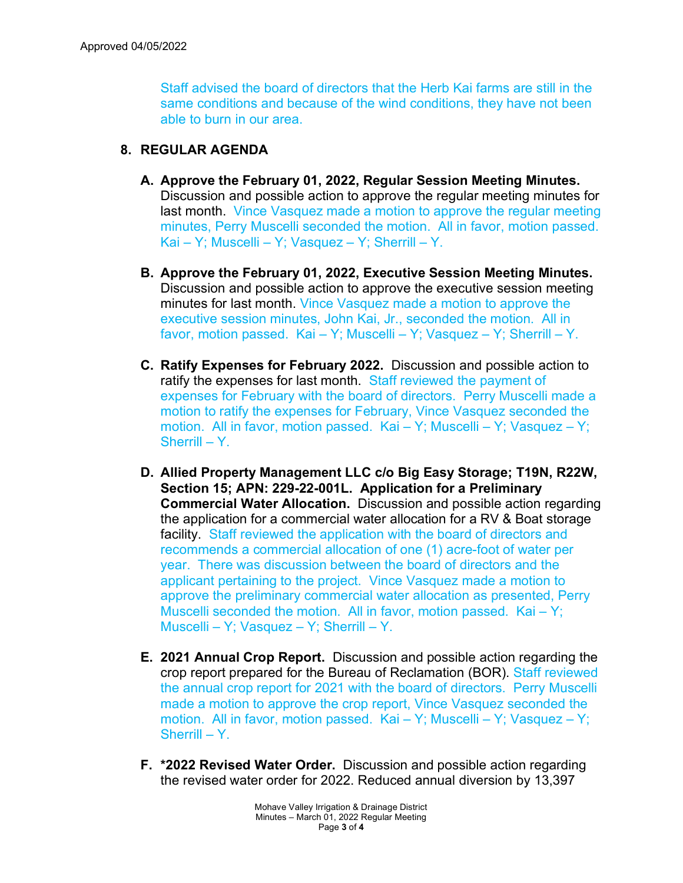Approved 04/05/2022

Staff advised the board of directors that the Herb Kai farms are still in the same conditions and because of the wind conditions, they have not been able to burn in our area.

## 8. REGULAR AGENDA

**A. Approve the February 01, 2022, Regular Session Meeting Minutes.** Discussion and possible action to approve the regular meeting minutes for last month. Vince Vasquez made a motion to approve the regular meeting minutes, Perry Muscelli seconded the motion. All in favor, motion passed. Kai – Y; Muscelli – Y; Vasquez – Y; Sherrill – Y.

**B. Approve the February 01, 2022, Executive Session Meeting Minutes.** Discussion and possible action to approve the executive session meeting minutes for last month. Vince Vasquez made a motion to approve the executive session minutes, John Kai, Jr., seconded the motion. All in favor, motion passed. Kai – Y; Muscelli – Y; Vasquez – Y; Sherrill – Y.

**C. Ratify Expenses for February 2022.** Discussion and possible action to ratify the expenses for last month. Staff reviewed the payment of expenses for February with the board of directors. Perry Muscelli made a motion to ratify the expenses for February, Vince Vasquez seconded the motion. All in favor, motion passed. Kai – Y; Muscelli – Y; Vasquez – Y; Sherrill – Y.

**D. Allied Property Management LLC c/o Big Easy Storage; T19N, R22W, Section 15; APN: 229-22-001L. Application for a Preliminary Commercial Water Allocation.** Discussion and possible action regarding the application for a commercial water allocation for a RV & Boat storage facility. Staff reviewed the application with the board of directors and recommends a commercial allocation of one (1) acre-foot of water per year. There was discussion between the board of directors and the applicant pertaining to the project. Vince Vasquez made a motion to approve the preliminary commercial water allocation as presented, Perry Muscelli seconded the motion. All in favor, motion passed. Kai – Y; Muscelli – Y; Vasquez – Y; Sherrill – Y.

**E. 2021 Annual Crop Report.** Discussion and possible action regarding the crop report prepared for the Bureau of Reclamation (BOR). Staff reviewed the annual crop report for 2021 with the board of directors. Perry Muscelli made a motion to approve the crop report, Vince Vasquez seconded the motion. All in favor, motion passed. Kai – Y; Muscelli – Y; Vasquez – Y; Sherrill – Y.

**F. *2022 Revised Water Order.** Discussion and possible action regarding the revised water order for 2022. Reduced annual diversion by 13,397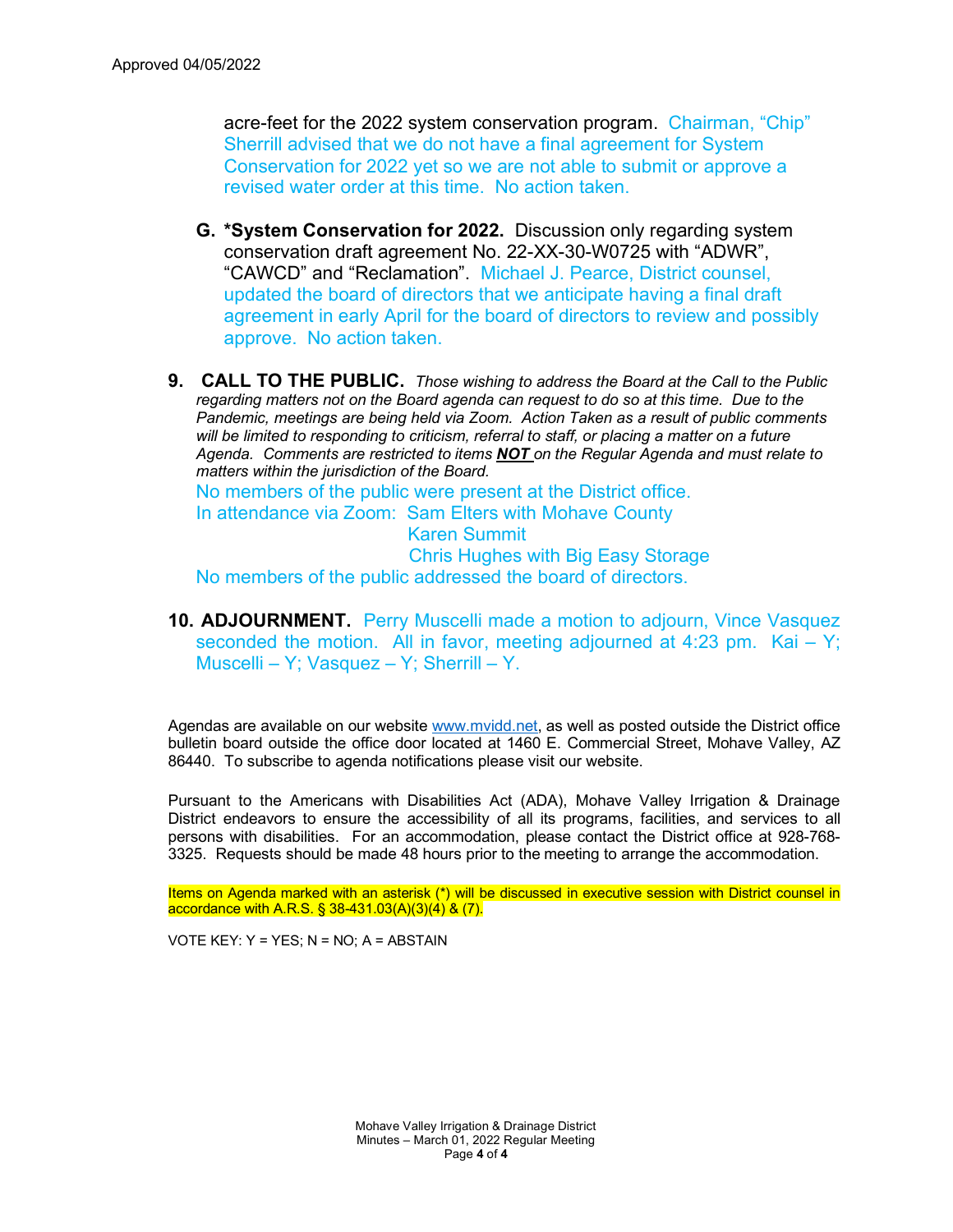acre-feet for the 2022 system conservation program. Chairman, "Chip" Sherrill advised that we do not have a final agreement for System Conservation for 2022 yet so we are not able to submit or approve a revised water order at this time. No action taken.

**G. *System Conservation for 2022.** Discussion only regarding system conservation draft agreement No. 22-XX-30-W0725 with "ADWR", "CAWCD" and "Reclamation". Michael J. Pearce, District counsel, updated the board of directors that we anticipate having a final draft agreement in early April for the board of directors to review and possibly approve. No action taken.

**9. CALL TO THE PUBLIC.** *Those wishing to address the Board at the Call to the Public regarding matters not on the Board agenda can request to do so at this time. Due to the Pandemic, meetings are being held via Zoom. Action Taken as a result of public comments will be limited to responding to criticism, referral to staff, or placing a matter on a future Agenda. Comments are restricted to items **NOT** on the Regular Agenda and must relate to matters within the jurisdiction of the Board.*

No members of the public were present at the District office.
In attendance via Zoom: Sam Elters with Mohave County
Karen Summit
Chris Hughes with Big Easy Storage
No members of the public addressed the board of directors.

**10. ADJOURNMENT.** Perry Muscelli made a motion to adjourn, Vince Vasquez seconded the motion. All in favor, meeting adjourned at 4:23 pm. Kai – Y; Muscelli – Y; Vasquez – Y; Sherrill – Y.

Agendas are available on our website www.mvidd.net, as well as posted outside the District office bulletin board outside the office door located at 1460 E. Commercial Street, Mohave Valley, AZ 86440. To subscribe to agenda notifications please visit our website.

Pursuant to the Americans with Disabilities Act (ADA), Mohave Valley Irrigation & Drainage District endeavors to ensure the accessibility of all its programs, facilities, and services to all persons with disabilities. For an accommodation, please contact the District office at 928-768-3325. Requests should be made 48 hours prior to the meeting to arrange the accommodation.

Items on Agenda marked with an asterisk (*) will be discussed in executive session with District counsel in accordance with A.R.S. § 38-431.03(A)(3)(4) & (7).

VOTE KEY: Y = YES; N = NO; A = ABSTAIN